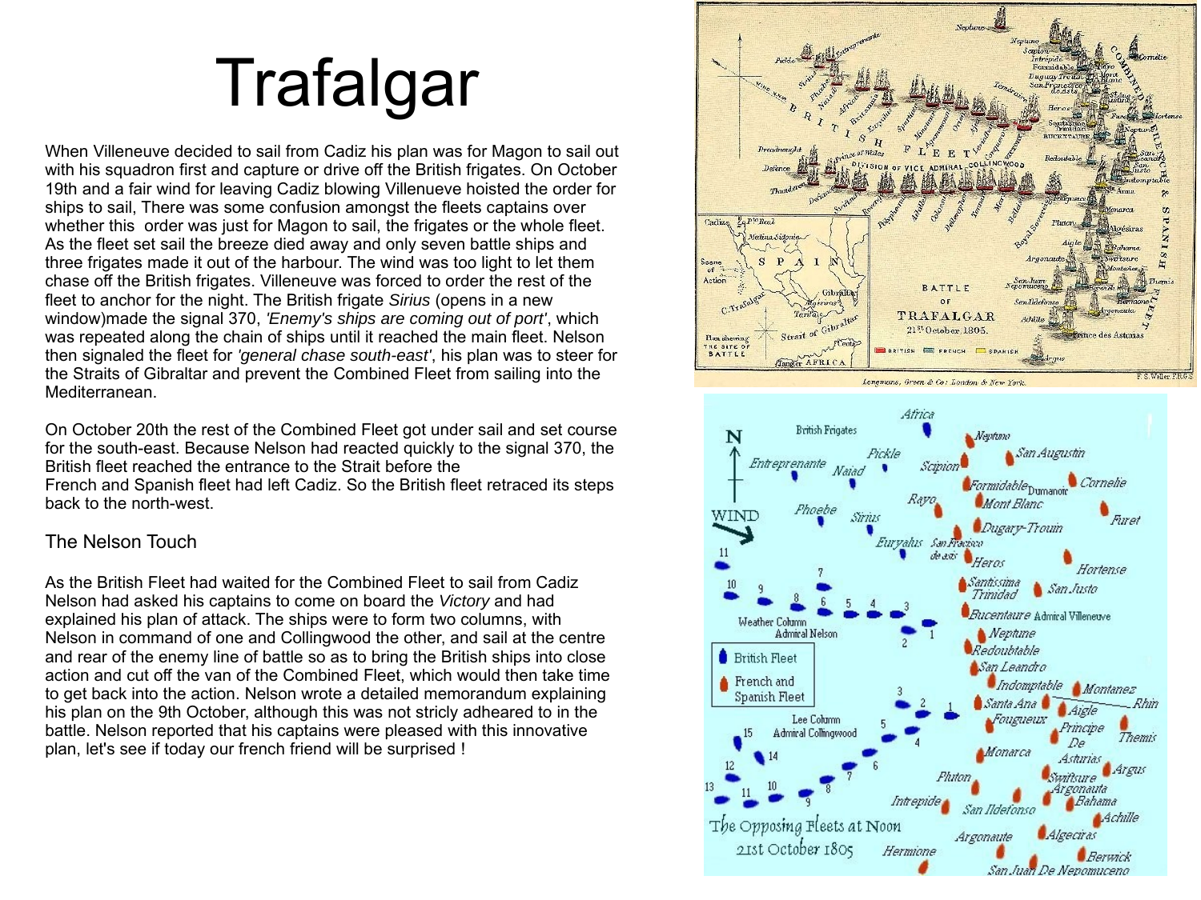# Trafalgar

When Villeneuve decided to sail from Cadiz his plan was for Magon to sail out with his squadron first and capture or drive off the British frigates. On October 19th and a fair wind for leaving Cadiz blowing Villenueve hoisted the order for ships to sail, There was some confusion amongst the fleets captains over whether this  order was just for Magon to sail, the frigates or the whole fleet. As the fleet set sail the breeze died away and only seven battle ships and three frigates made it out of the harbour. The wind was too light to let them chase off the British frigates. Villeneuve was forced to order the rest of the fleet to anchor for the night. The British frigate *Sirius* (opens in a new window)made the signal 370, *'Enemy's ships are coming out of port'*, which was repeated along the chain of ships until it reached the main fleet. Nelson then signaled the fleet for *'general chase south-east'*, his plan was to steer for the Straits of Gibraltar and prevent the Combined Fleet from sailing into the Mediterranean.

On October 20th the rest of the Combined Fleet got under sail and set course for the south-east. Because Nelson had reacted quickly to the signal 370, the British fleet reached the entrance to the Strait before the French and Spanish fleet had left Cadiz. So the British fleet retraced its steps back to the north-west.

## The Nelson Touch

As the British Fleet had waited for the Combined Fleet to sail from Cadiz Nelson had asked his captains to come on board the *Victory* and had explained his plan of attack. The ships were to form two columns, with Nelson in command of one and Collingwood the other, and sail at the centre and rear of the enemy line of battle so as to bring the British ships into close action and cut off the van of the Combined Fleet, which would then take time to get back into the action. Nelson wrote a detailed memorandum explaining his plan on the 9th October, although this was not stricly adhered to in the battle. Nelson reported that his captains were pleased with this innovative plan, let's see if today our french friend will be surprised !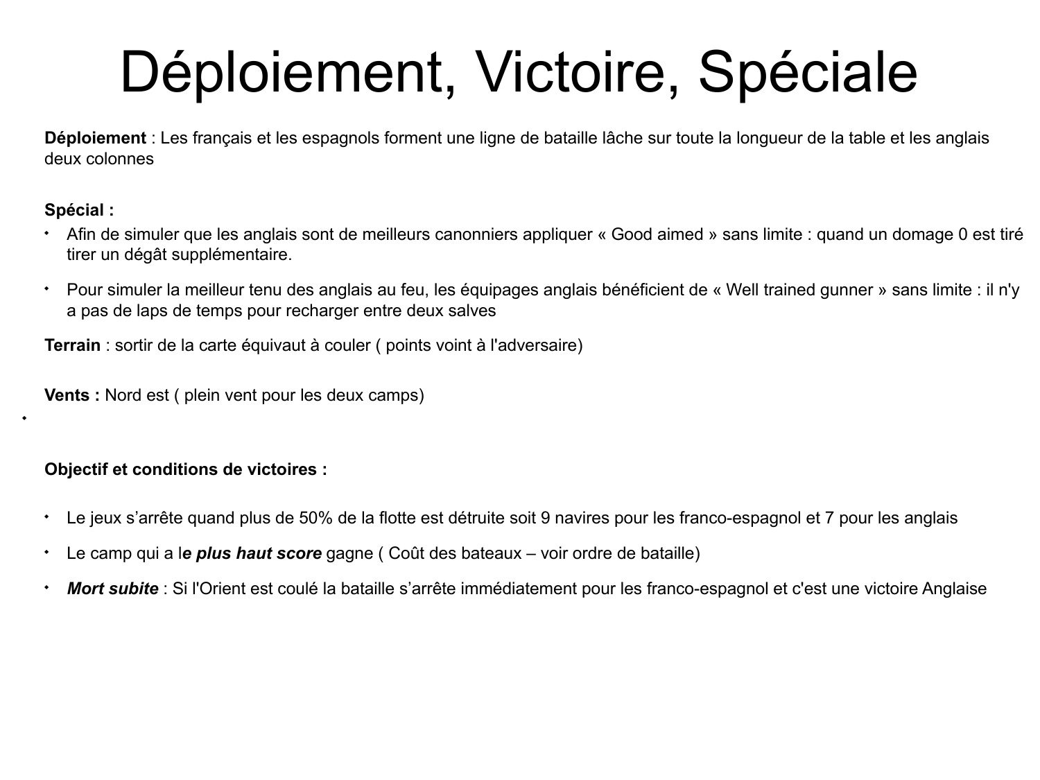# Déploiement, Victoire, Spéciale

**Déploiement** : Les français et les espagnols forment une ligne de bataille lâche sur toute la longueur de la table et les anglais deux colonnes

**Spécial :**

- Afin de simuler que les anglais sont de meilleurs canonniers appliquer « Good aimed » sans limite : quand un domage 0 est tiré tirer un dégât supplémentaire.
- Pour simuler la meilleur tenu des anglais au feu, les équipages anglais bénéficient de « Well trained gunner » sans limite : il n'y a pas de laps de temps pour recharger entre deux salves

**Terrain** : sortir de la carte équivaut à couler ( points voint à l'adversaire)

**Vents :** Nord est ( plein vent pour les deux camps)

**Objectif et conditions de victoires :**

- Le jeux s'arrête quand plus de 50% de la flotte est détruite soit 9 navires pour les franco-espagnol et 7 pour les anglais
- Le camp qui a l***e plus haut score*** gagne ( Coût des bateaux – voir ordre de bataille)
- ***Mort subite*** : Si l'Orient est coulé la bataille s'arrête immédiatement pour les franco-espagnol et c'est une victoire Anglaise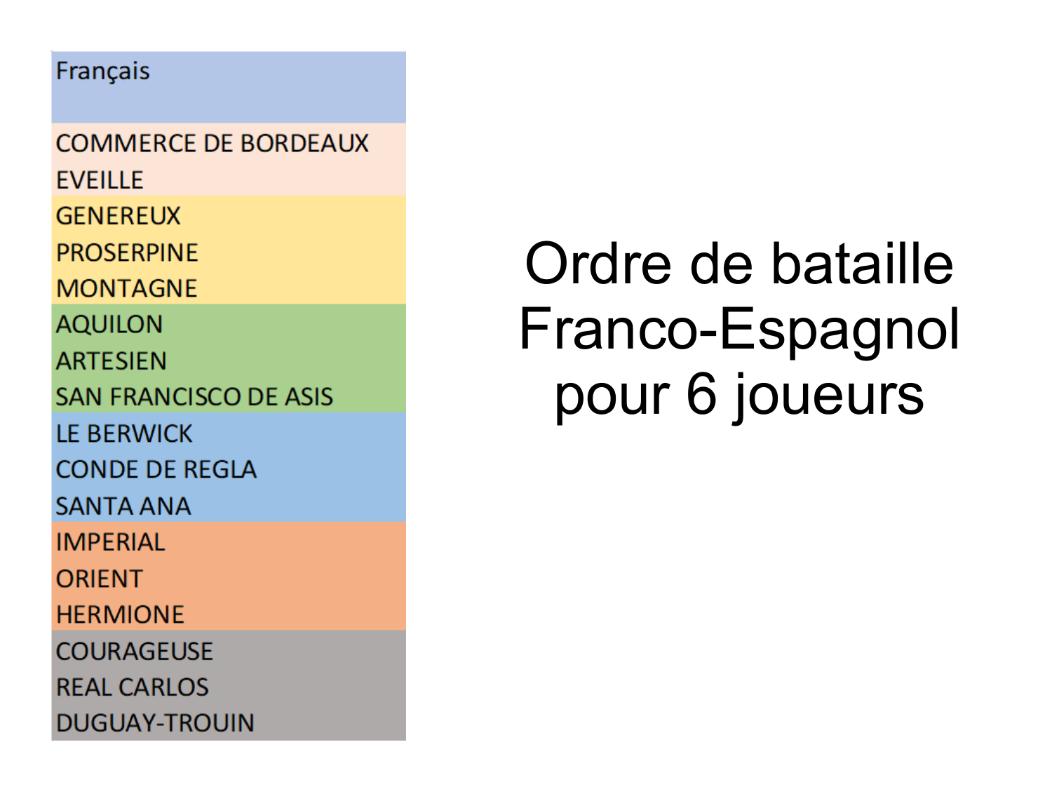# Ordre de bataille Franco-Espagnol pour 6 joueurs

| Français |
| --- |
| COMMERCE DE BORDEAUX |
| EVEILLE |
| GENEREUX |
| PROSERPINE |
| MONTAGNE |
| AQUILON |
| ARTESIEN |
| SAN FRANCISCO DE ASIS |
| LE BERWICK |
| CONDE DE REGLA |
| SANTA ANA |
| IMPERIAL |
| ORIENT |
| HERMIONE |
| COURAGEUSE |
| REAL CARLOS |
| DUGUAY-TROUIN |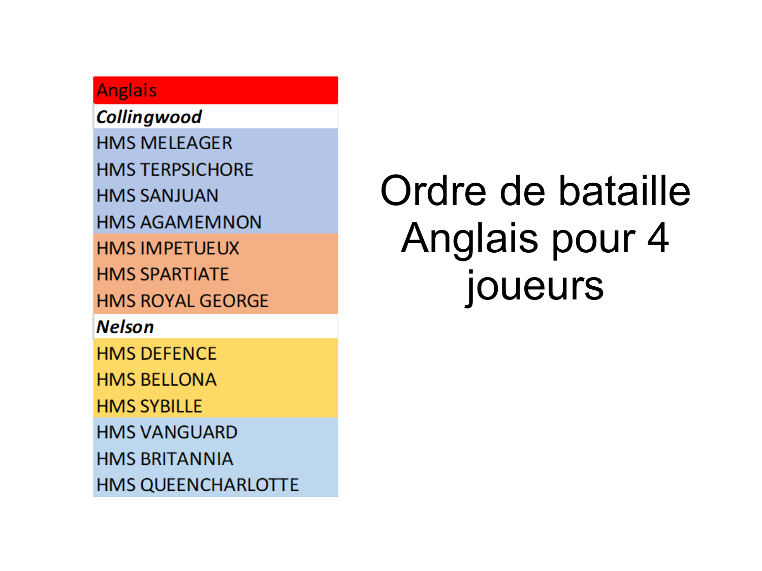# Ordre de bataille Anglais pour 4 joueurs

| Anglais |
| --- |
| ***Collingwood*** |
| HMS MELEAGER |
| HMS TERPSICHORE |
| HMS SANJUAN |
| HMS AGAMEMNON |
| HMS IMPETUEUX |
| HMS SPARTIATE |
| HMS ROYAL GEORGE |
| ***Nelson*** |
| HMS DEFENCE |
| HMS BELLONA |
| HMS SYBILLE |
| HMS VANGUARD |
| HMS BRITANNIA |
| HMS QUEENCHARLOTTE |